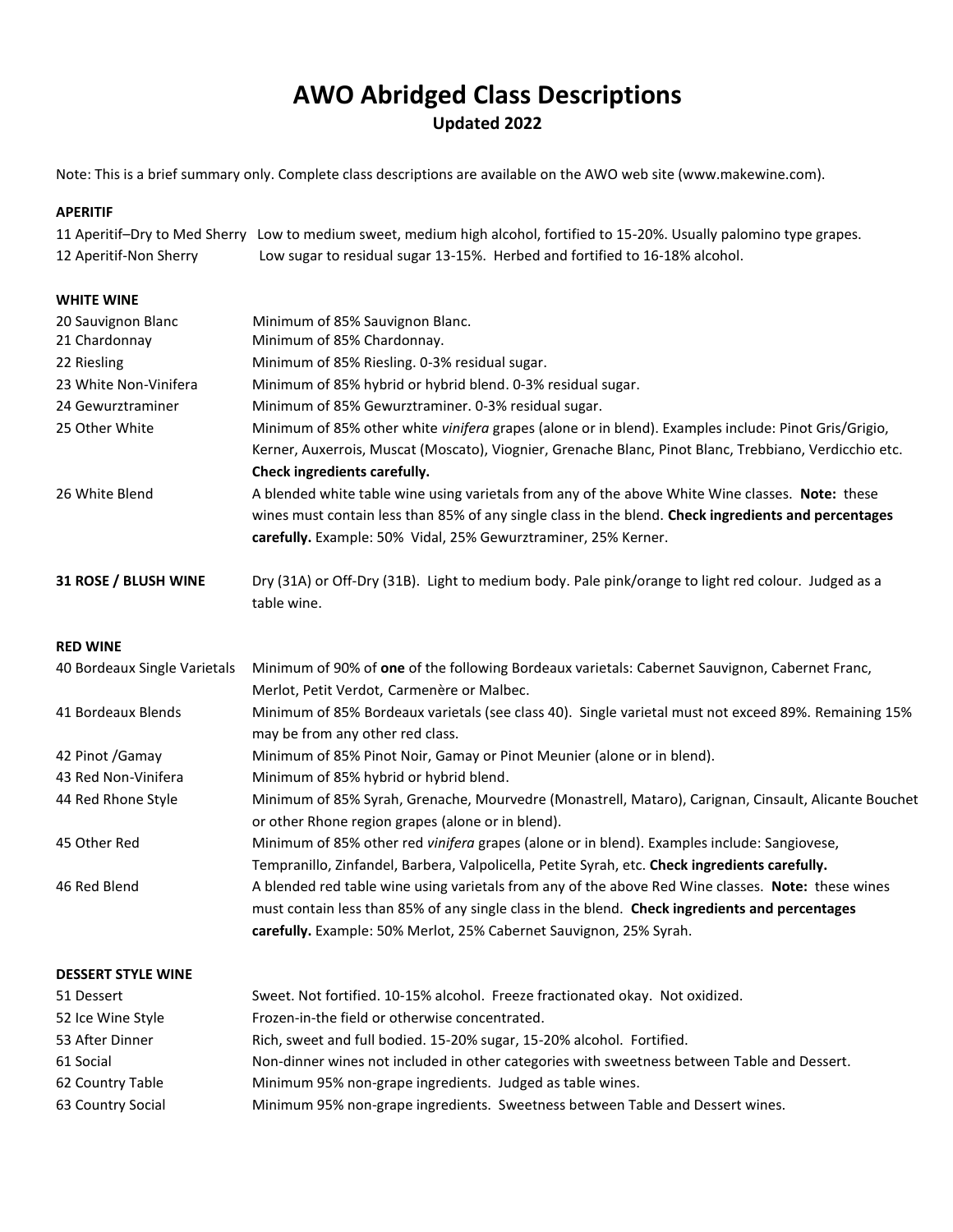# AWO Abridged Class Descriptions

**Updated 2022**

Note: This is a brief summary only. Complete class descriptions are available on the AWO web site (www.makewine.com).

**APERITIF**

| | |
|---|---|
| 11 Aperitif–Dry to Med Sherry | Low to medium sweet, medium high alcohol, fortified to 15-20%. Usually palomino type grapes. |
| 12 Aperitif-Non Sherry | Low sugar to residual sugar 13-15%. Herbed and fortified to 16-18% alcohol. |

**WHITE WINE**

| | |
|---|---|
| 20 Sauvignon Blanc | Minimum of 85% Sauvignon Blanc. |
| 21 Chardonnay | Minimum of 85% Chardonnay. |
| 22 Riesling | Minimum of 85% Riesling. 0-3% residual sugar. |
| 23 White Non-Vinifera | Minimum of 85% hybrid or hybrid blend. 0-3% residual sugar. |
| 24 Gewurztraminer | Minimum of 85% Gewurztraminer. 0-3% residual sugar. |
| 25 Other White | Minimum of 85% other white *vinifera* grapes (alone or in blend). Examples include: Pinot Gris/Grigio, Kerner, Auxerrois, Muscat (Moscato), Viognier, Grenache Blanc, Pinot Blanc, Trebbiano, Verdicchio etc. **Check ingredients carefully.** |
| 26 White Blend | A blended white table wine using varietals from any of the above White Wine classes. **Note:** these wines must contain less than 85% of any single class in the blend. **Check ingredients and percentages carefully.** Example: 50% Vidal, 25% Gewurztraminer, 25% Kerner. |

| | |
|---|---|
| **31 ROSE / BLUSH WINE** | Dry (31A) or Off-Dry (31B). Light to medium body. Pale pink/orange to light red colour. Judged as a table wine. |

**RED WINE**

| | |
|---|---|
| 40 Bordeaux Single Varietals | Minimum of 90% of **one** of the following Bordeaux varietals: Cabernet Sauvignon, Cabernet Franc, Merlot, Petit Verdot, Carmenère or Malbec. |
| 41 Bordeaux Blends | Minimum of 85% Bordeaux varietals (see class 40). Single varietal must not exceed 89%. Remaining 15% may be from any other red class. |
| 42 Pinot /Gamay | Minimum of 85% Pinot Noir, Gamay or Pinot Meunier (alone or in blend). |
| 43 Red Non-Vinifera | Minimum of 85% hybrid or hybrid blend. |
| 44 Red Rhone Style | Minimum of 85% Syrah, Grenache, Mourvedre (Monastrell, Mataro), Carignan, Cinsault, Alicante Bouchet or other Rhone region grapes (alone or in blend). |
| 45 Other Red | Minimum of 85% other red *vinifera* grapes (alone or in blend). Examples include: Sangiovese, Tempranillo, Zinfandel, Barbera, Valpolicella, Petite Syrah, etc. **Check ingredients carefully.** |
| 46 Red Blend | A blended red table wine using varietals from any of the above Red Wine classes. **Note:** these wines must contain less than 85% of any single class in the blend. **Check ingredients and percentages carefully.** Example: 50% Merlot, 25% Cabernet Sauvignon, 25% Syrah. |

**DESSERT STYLE WINE**

| | |
|---|---|
| 51 Dessert | Sweet. Not fortified. 10-15% alcohol. Freeze fractionated okay. Not oxidized. |
| 52 Ice Wine Style | Frozen-in-the field or otherwise concentrated. |
| 53 After Dinner | Rich, sweet and full bodied. 15-20% sugar, 15-20% alcohol. Fortified. |
| 61 Social | Non-dinner wines not included in other categories with sweetness between Table and Dessert. |
| 62 Country Table | Minimum 95% non-grape ingredients. Judged as table wines. |
| 63 Country Social | Minimum 95% non-grape ingredients. Sweetness between Table and Dessert wines. |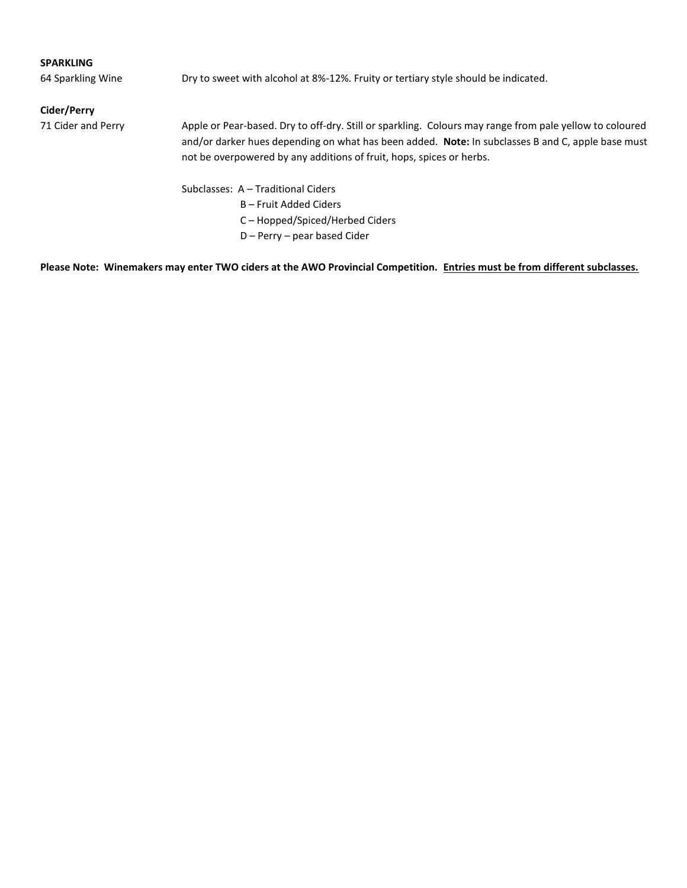**SPARKLING**

64 Sparkling Wine — Dry to sweet with alcohol at 8%-12%. Fruity or tertiary style should be indicated.

**Cider/Perry**

71 Cider and Perry — Apple or Pear-based. Dry to off-dry. Still or sparkling. Colours may range from pale yellow to coloured and/or darker hues depending on what has been added. **Note:** In subclasses B and C, apple base must not be overpowered by any additions of fruit, hops, spices or herbs.

Subclasses:
- A – Traditional Ciders
- B – Fruit Added Ciders
- C – Hopped/Spiced/Herbed Ciders
- D – Perry – pear based Cider

**Please Note: Winemakers may enter TWO ciders at the AWO Provincial Competition. <u>Entries must be from different subclasses.</u>**